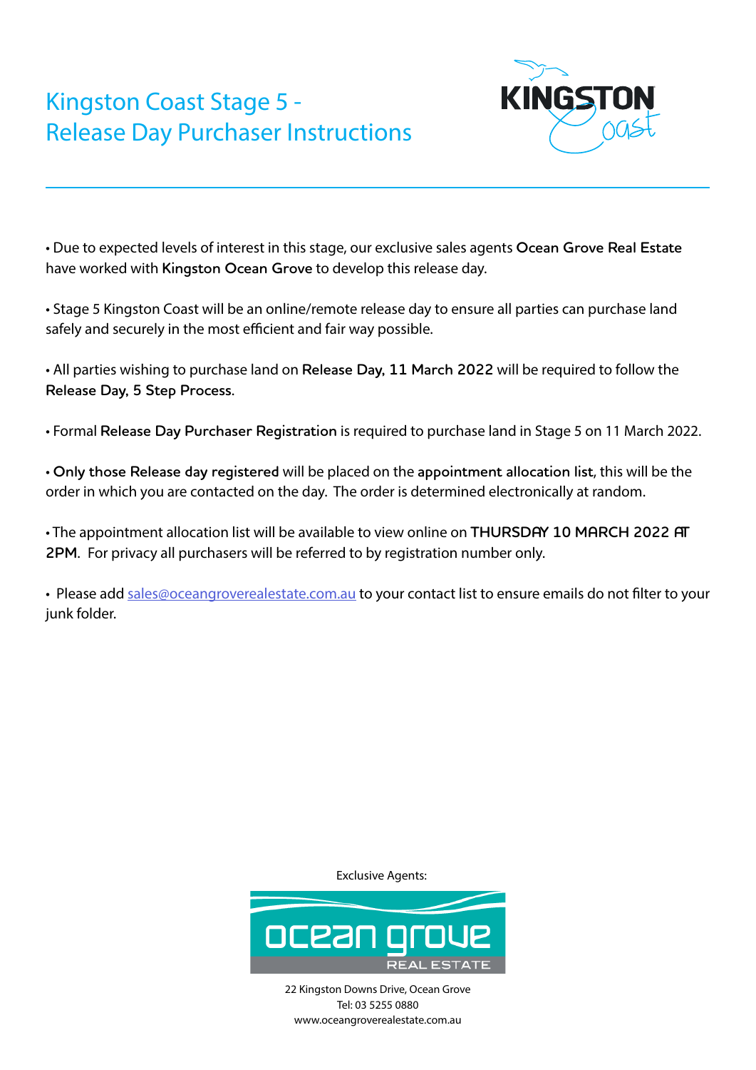# Kingston Coast Stage 5 - Release Day Purchaser Instructions

- Due to expected levels of interest in this stage, our exclusive sales agents **Ocean Grove Real Estate** have worked with **Kingston Ocean Grove** to develop this release day.

- Stage 5 Kingston Coast will be an online/remote release day to ensure all parties can purchase land safely and securely in the most efficient and fair way possible.

- All parties wishing to purchase land on **Release Day, 11 March 2022** will be required to follow the **Release Day, 5 Step Process**.

- Formal **Release Day Purchaser Registration** is required to purchase land in Stage 5 on 11 March 2022.

- **Only those Release day registered** will be placed on the **appointment allocation list**, this will be the order in which you are contacted on the day. The order is determined electronically at random.

- The appointment allocation list will be available to view online on **THURSDAY 10 MARCH 2022 AT 2PM**. For privacy all purchasers will be referred to by registration number only.

- Please add sales@oceangroverealestate.com.au to your contact list to ensure emails do not filter to your junk folder.

Exclusive Agents:

ocean grove REAL ESTATE

22 Kingston Downs Drive, Ocean Grove
Tel: 03 5255 0880
www.oceangroverealestate.com.au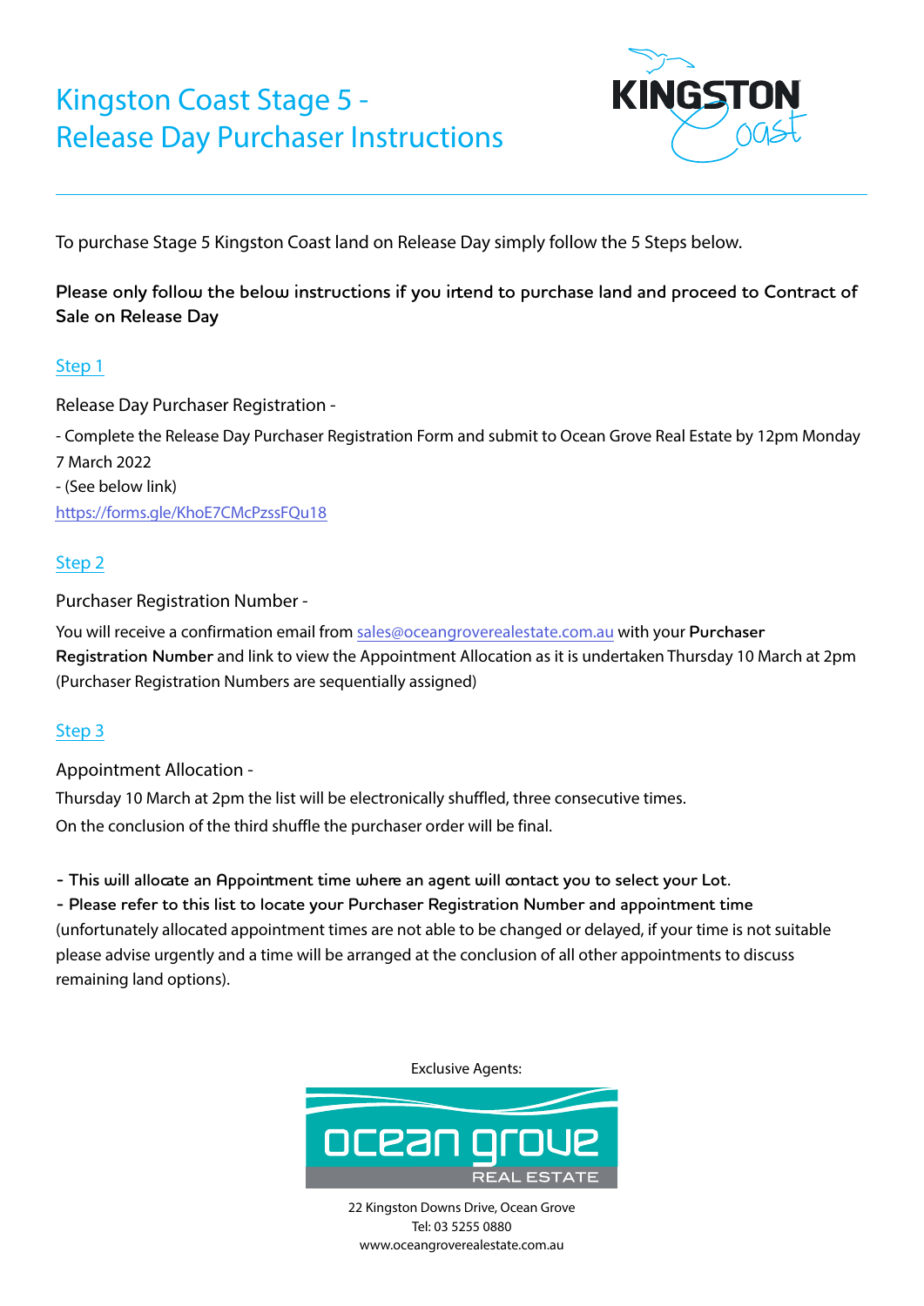# Kingston Coast Stage 5 - Release Day Purchaser Instructions

KINGSTON Coast

To purchase Stage 5 Kingston Coast land on Release Day simply follow the 5 Steps below.

**Please only follow the below instructions if you intend to purchase land and proceed to Contract of Sale on Release Day**

## Step 1

Release Day Purchaser Registration -

- Complete the Release Day Purchaser Registration Form and submit to Ocean Grove Real Estate by 12pm Monday 7 March 2022
- (See below link)

https://forms.gle/KhoE7CMcPzssFQu18

## Step 2

Purchaser Registration Number -

You will receive a confirmation email from sales@oceangroverealestate.com.au with your **Purchaser Registration Number** and link to view the Appointment Allocation as it is undertaken Thursday 10 March at 2pm (Purchaser Registration Numbers are sequentially assigned)

## Step 3

Appointment Allocation -

Thursday 10 March at 2pm the list will be electronically shuffled, three consecutive times.
On the conclusion of the third shuffle the purchaser order will be final.

**- This will allocate an Appointment time where an agent will contact you to select your Lot.**
**- Please refer to this list to locate your Purchaser Registration Number and appointment time**
(unfortunately allocated appointment times are not able to be changed or delayed, if your time is not suitable please advise urgently and a time will be arranged at the conclusion of all other appointments to discuss remaining land options).

Exclusive Agents:

ocean grove REAL ESTATE

22 Kingston Downs Drive, Ocean Grove
Tel: 03 5255 0880
www.oceangroverealestate.com.au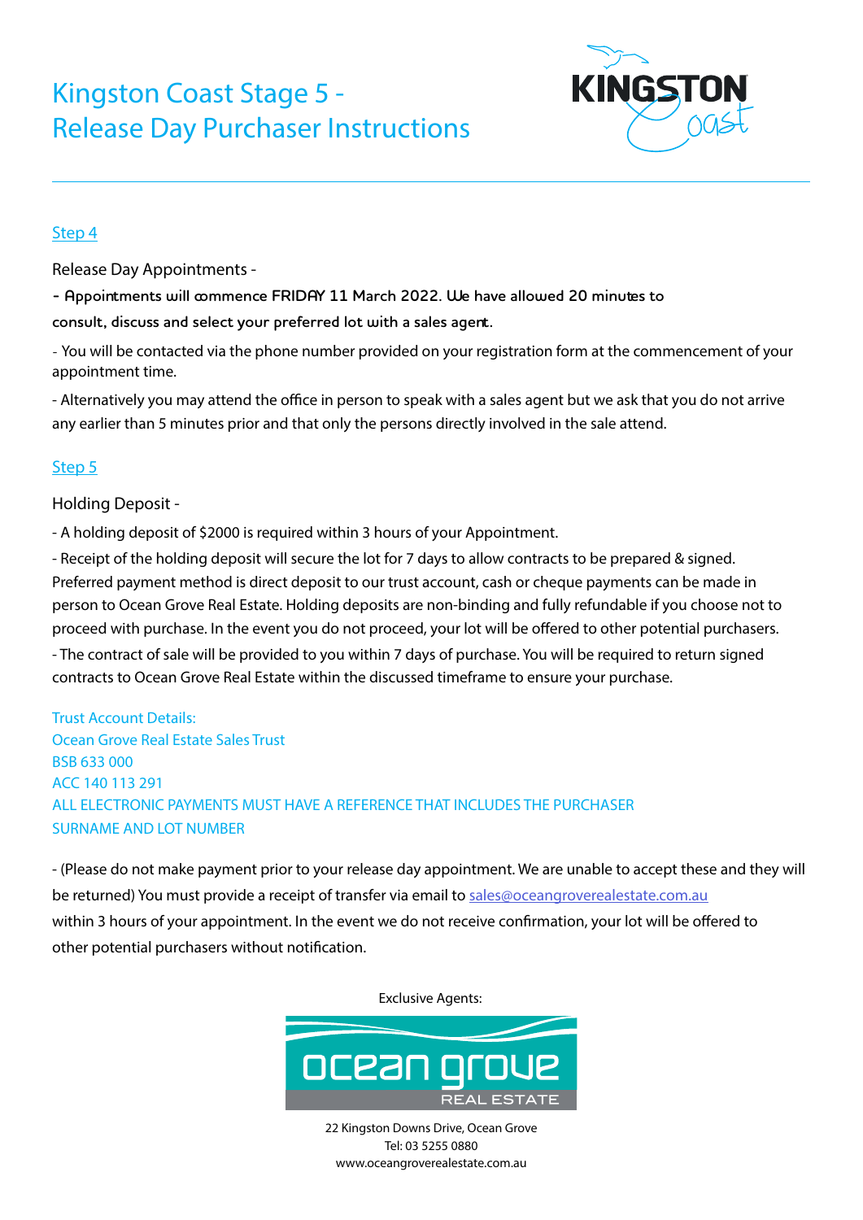# Kingston Coast Stage 5 - Release Day Purchaser Instructions

KINGSTON Coast

## Step 4

Release Day Appointments -

**- Appointments will commence FRIDAY 11 March 2022. We have allowed 20 minutes to consult, discuss and select your preferred lot with a sales agent.**

- You will be contacted via the phone number provided on your registration form at the commencement of your appointment time.

- Alternatively you may attend the office in person to speak with a sales agent but we ask that you do not arrive any earlier than 5 minutes prior and that only the persons directly involved in the sale attend.

## Step 5

Holding Deposit -

- A holding deposit of $2000 is required within 3 hours of your Appointment.

- Receipt of the holding deposit will secure the lot for 7 days to allow contracts to be prepared & signed. Preferred payment method is direct deposit to our trust account, cash or cheque payments can be made in person to Ocean Grove Real Estate. Holding deposits are non-binding and fully refundable if you choose not to proceed with purchase. In the event you do not proceed, your lot will be offered to other potential purchasers.

- The contract of sale will be provided to you within 7 days of purchase. You will be required to return signed contracts to Ocean Grove Real Estate within the discussed timeframe to ensure your purchase.

Trust Account Details:
Ocean Grove Real Estate Sales Trust
BSB 633 000
ACC 140 113 291
ALL ELECTRONIC PAYMENTS MUST HAVE A REFERENCE THAT INCLUDES THE PURCHASER SURNAME AND LOT NUMBER

- (Please do not make payment prior to your release day appointment. We are unable to accept these and they will be returned) You must provide a receipt of transfer via email to sales@oceangroverealestate.com.au within 3 hours of your appointment. In the event we do not receive confirmation, your lot will be offered to other potential purchasers without notification.

Exclusive Agents:

ocean grove REAL ESTATE

22 Kingston Downs Drive, Ocean Grove
Tel: 03 5255 0880
www.oceangroverealestate.com.au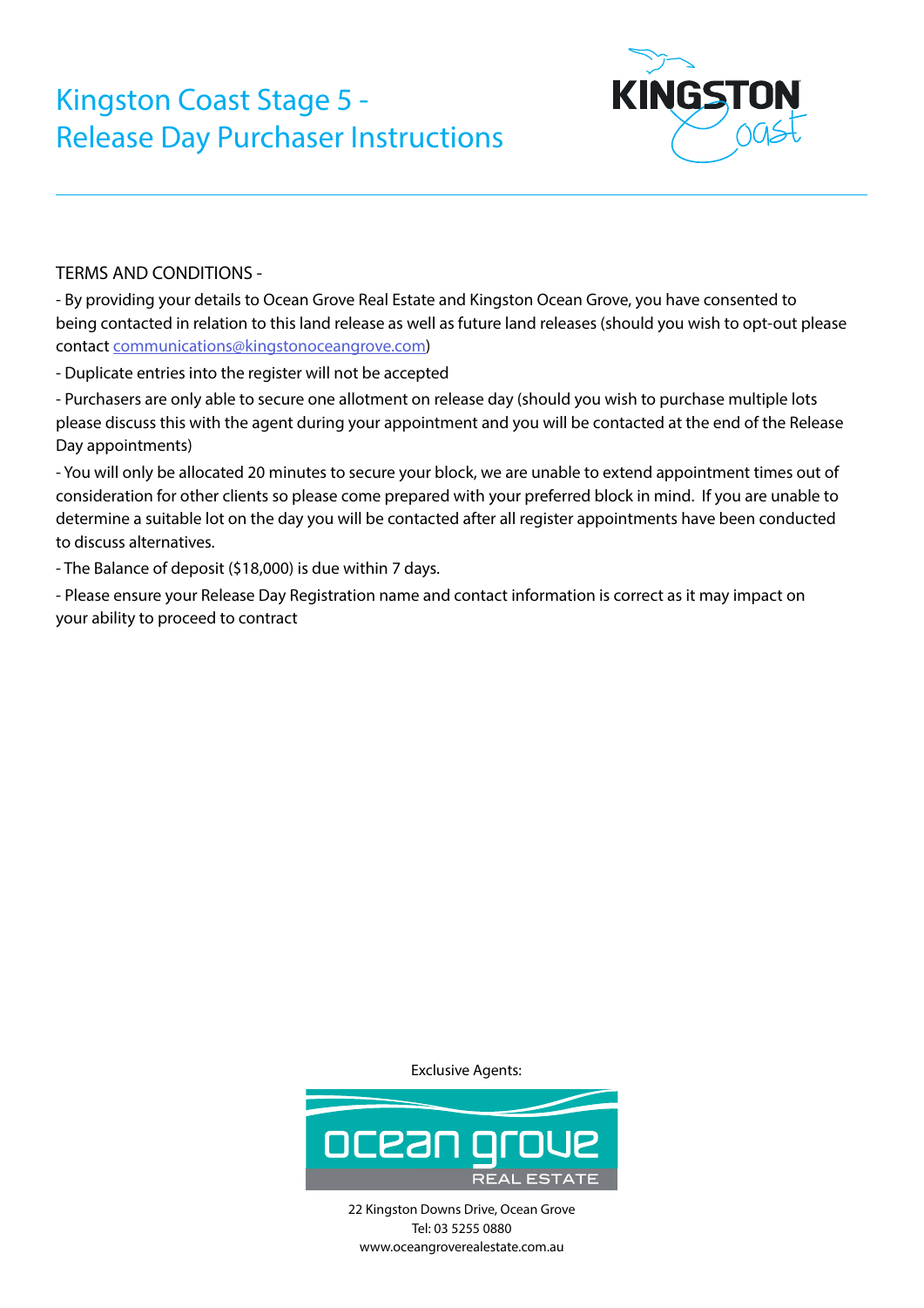# Kingston Coast Stage 5 - Release Day Purchaser Instructions

TERMS AND CONDITIONS -

- By providing your details to Ocean Grove Real Estate and Kingston Ocean Grove, you have consented to being contacted in relation to this land release as well as future land releases (should you wish to opt-out please contact communications@kingstonoceangrove.com)
- Duplicate entries into the register will not be accepted
- Purchasers are only able to secure one allotment on release day (should you wish to purchase multiple lots please discuss this with the agent during your appointment and you will be contacted at the end of the Release Day appointments)
- You will only be allocated 20 minutes to secure your block, we are unable to extend appointment times out of consideration for other clients so please come prepared with your preferred block in mind. If you are unable to determine a suitable lot on the day you will be contacted after all register appointments have been conducted to discuss alternatives.
- The Balance of deposit ($18,000) is due within 7 days.
- Please ensure your Release Day Registration name and contact information is correct as it may impact on your ability to proceed to contract

Exclusive Agents:

ocean grove REAL ESTATE

22 Kingston Downs Drive, Ocean Grove
Tel: 03 5255 0880
www.oceangroverealestate.com.au